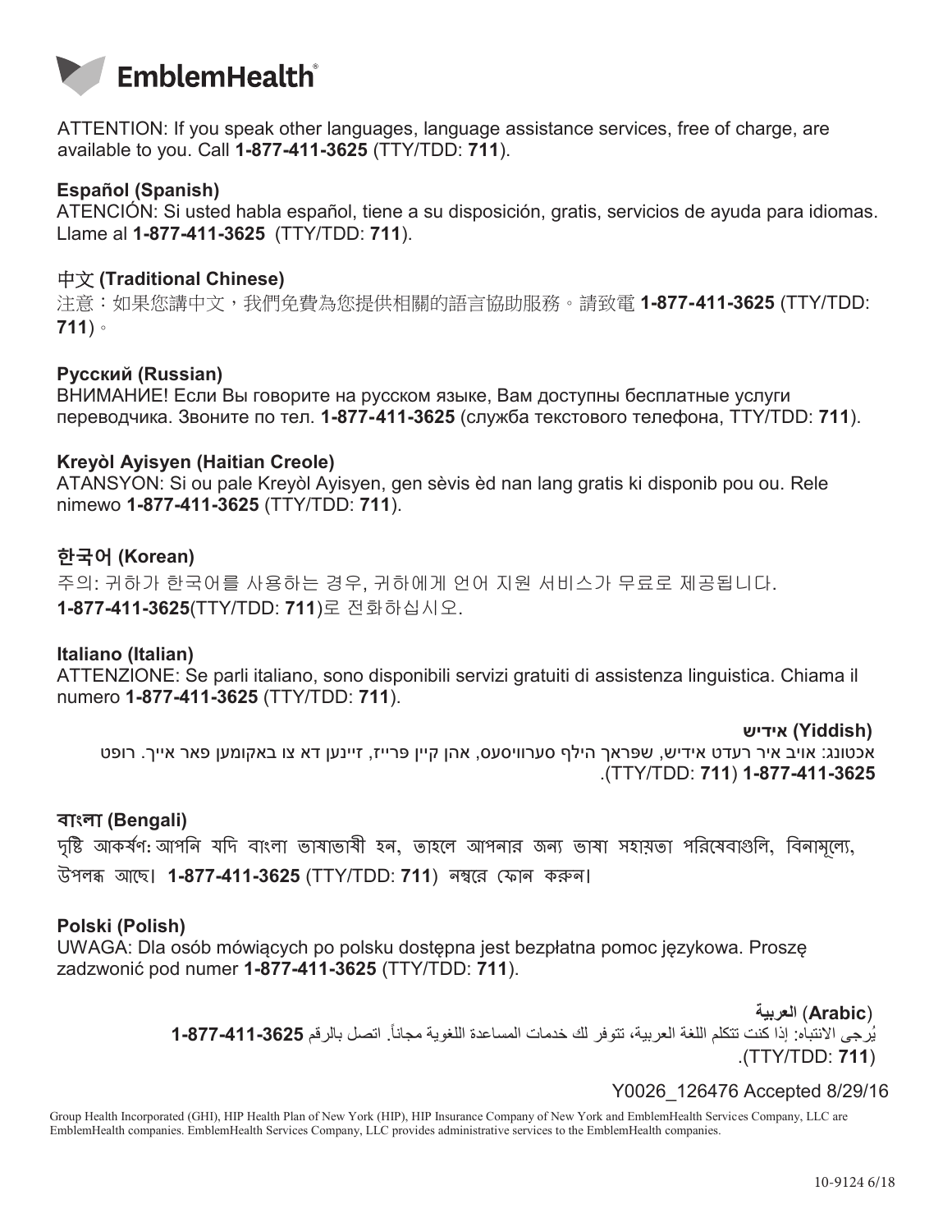EmblemHealth®

ATTENTION: If you speak other languages, language assistance services, free of charge, are available to you. Call **1-877-411-3625** (TTY/TDD: **711**).

**Español (Spanish)**
ATENCIÓN: Si usted habla español, tiene a su disposición, gratis, servicios de ayuda para idiomas. Llame al **1-877-411-3625** (TTY/TDD: **711**).

**中文 (Traditional Chinese)**
注意：如果您講中文，我們免費為您提供相關的語言協助服務。請致電 **1-877-411-3625** (TTY/TDD: **711**)。

**Русский (Russian)**
ВНИМАНИЕ! Если Вы говорите на русском языке, Вам доступны бесплатные услуги переводчика. Звоните по тел. **1-877-411-3625** (служба текстового телефона, TTY/TDD: **711**).

**Kreyòl Ayisyen (Haitian Creole)**
ATANSYON: Si ou pale Kreyòl Ayisyen, gen sèvis èd nan lang gratis ki disponib pou ou. Rele nimewo **1-877-411-3625** (TTY/TDD: **711**).

**한국어 (Korean)**
주의: 귀하가 한국어를 사용하는 경우, 귀하에게 언어 지원 서비스가 무료로 제공됩니다. **1-877-411-3625**(TTY/TDD: **711**)로 전화하십시오.

**Italiano (Italian)**
ATTENZIONE: Se parli italiano, sono disponibili servizi gratuiti di assistenza linguistica. Chiama il numero **1-877-411-3625** (TTY/TDD: **711**).

**אידיש (Yiddish)**
אכטונג: אויב איר רעדט אידיש, שפראך הילף סערוויסעס, אהן קיין פרייז, זיינען דא צו באקומען פאר אייך. רופט **1-877-411-3625** (TTY/TDD: **711**).

**বাংলা (Bengali)**
দৃষ্টি আকর্ষণ: আপনি যদি বাংলা ভাষাভাষী হন, তাহলে আপনার জন্য ভাষা সহায়তা পরিষেবাগুলি, বিনামূল্যে, উপলব্ধ আছে। **1-877-411-3625** (TTY/TDD: **711**) নম্বরে ফোন করুন।

**Polski (Polish)**
UWAGA: Dla osób mówiących po polsku dostępna jest bezpłatna pomoc językowa. Proszę zadzwonić pod numer **1-877-411-3625** (TTY/TDD: **711**).

**العربية (Arabic)**
يُرجى الانتباه: إذا كنت تتكلم اللغة العربية، تتوفر لك خدمات المساعدة اللغوية مجاناً. اتصل بالرقم **1-877-411-3625** (TTY/TDD: **711**).

Y0026_126476 Accepted 8/29/16

Group Health Incorporated (GHI), HIP Health Plan of New York (HIP), HIP Insurance Company of New York and EmblemHealth Services Company, LLC are EmblemHealth companies. EmblemHealth Services Company, LLC provides administrative services to the EmblemHealth companies.

10-9124 6/18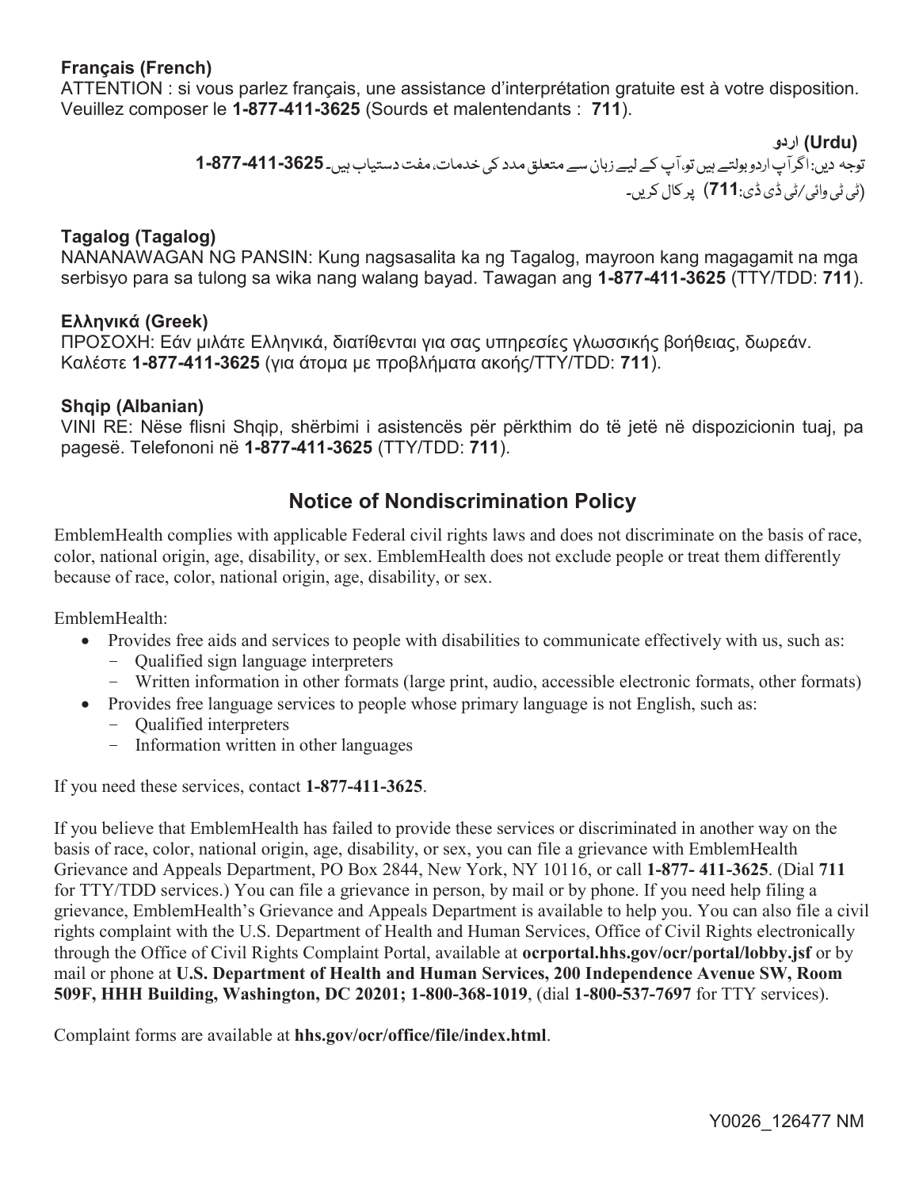**Français (French)**
ATTENTION : si vous parlez français, une assistance d'interprétation gratuite est à votre disposition. Veuillez composer le **1-877-411-3625** (Sourds et malentendants : **711**).

**اردو (Urdu)**
توجہ دیں: اگر آپ اردو بولتے ہیں تو، آپ کے لیے زبان سے متعلق مدد کی خدمات، مفت دستیاب ہیں۔ **1-877-411-3625**
(ٹی ٹی وائی/ٹی ڈی ڈی: **711**) پر کال کریں۔

**Tagalog (Tagalog)**
NANANAWAGAN NG PANSIN: Kung nagsasalita ka ng Tagalog, mayroon kang magagamit na mga serbisyo para sa tulong sa wika nang walang bayad. Tawagan ang **1-877-411-3625** (TTY/TDD: **711**).

**Ελληνικά (Greek)**
ΠΡΟΣΟΧΗ: Εάν μιλάτε Ελληνικά, διατίθενται για σας υπηρεσίες γλωσσικής βοήθειας, δωρεάν. Καλέστε **1-877-411-3625** (για άτομα με προβλήματα ακοής/TTY/TDD: **711**).

**Shqip (Albanian)**
VINI RE: Nëse flisni Shqip, shërbimi i asistencës për përkthim do të jetë në dispozicionin tuaj, pa pagesë. Telefononi në **1-877-411-3625** (TTY/TDD: **711**).

## Notice of Nondiscrimination Policy

EmblemHealth complies with applicable Federal civil rights laws and does not discriminate on the basis of race, color, national origin, age, disability, or sex. EmblemHealth does not exclude people or treat them differently because of race, color, national origin, age, disability, or sex.

EmblemHealth:

- Provides free aids and services to people with disabilities to communicate effectively with us, such as:
  - Qualified sign language interpreters
  - Written information in other formats (large print, audio, accessible electronic formats, other formats)
- Provides free language services to people whose primary language is not English, such as:
  - Qualified interpreters
  - Information written in other languages

If you need these services, contact **1-877-411-3625**.

If you believe that EmblemHealth has failed to provide these services or discriminated in another way on the basis of race, color, national origin, age, disability, or sex, you can file a grievance with EmblemHealth Grievance and Appeals Department, PO Box 2844, New York, NY 10116, or call **1-877- 411-3625**. (Dial **711** for TTY/TDD services.) You can file a grievance in person, by mail or by phone. If you need help filing a grievance, EmblemHealth's Grievance and Appeals Department is available to help you. You can also file a civil rights complaint with the U.S. Department of Health and Human Services, Office of Civil Rights electronically through the Office of Civil Rights Complaint Portal, available at **ocrportal.hhs.gov/ocr/portal/lobby.jsf** or by mail or phone at **U.S. Department of Health and Human Services, 200 Independence Avenue SW, Room 509F, HHH Building, Washington, DC 20201; 1-800-368-1019**, (dial **1-800-537-7697** for TTY services).

Complaint forms are available at **hhs.gov/ocr/office/file/index.html**.

Y0026_126477 NM